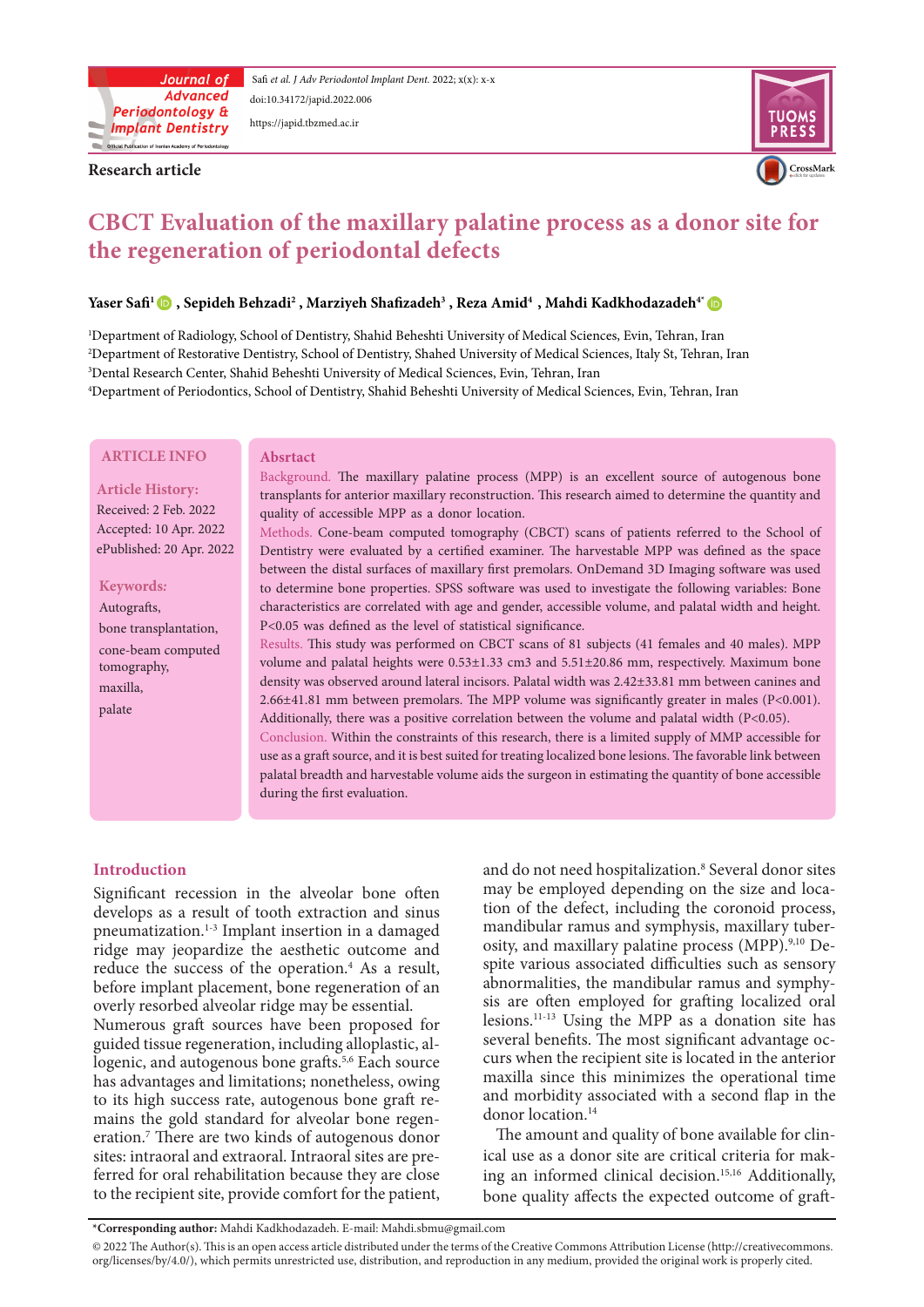Research article

# CBCT Evaluation of the maxillary palatine process as a donor site for the regeneration of periodontal defects

**Yaser Safi[1], Sepideh Behzadi[2], Marziyeh Shafizadeh[3], Reza Amid[4], Mahdi Kadkhodazadeh[4*]**

[1]Department of Radiology, School of Dentistry, Shahid Beheshti University of Medical Sciences, Evin, Tehran, Iran
[2]Department of Restorative Dentistry, School of Dentistry, Shahed University of Medical Sciences, Italy St, Tehran, Iran
[3]Dental Research Center, Shahid Beheshti University of Medical Sciences, Evin, Tehran, Iran
[4]Department of Periodontics, School of Dentistry, Shahid Beheshti University of Medical Sciences, Evin, Tehran, Iran

## ARTICLE INFO

**Article History:**
Received: 2 Feb. 2022
Accepted: 10 Apr. 2022
ePublished: 20 Apr. 2022

**Keywords:**
Autografts,
bone transplantation,
cone-beam computed tomography,
maxilla,
palate

## Absrtact

**Background.** The maxillary palatine process (MPP) is an excellent source of autogenous bone transplants for anterior maxillary reconstruction. This research aimed to determine the quantity and quality of accessible MPP as a donor location.

**Methods.** Cone-beam computed tomography (CBCT) scans of patients referred to the School of Dentistry were evaluated by a certified examiner. The harvestable MPP was defined as the space between the distal surfaces of maxillary first premolars. OnDemand 3D Imaging software was used to determine bone properties. SPSS software was used to investigate the following variables: Bone characteristics are correlated with age and gender, accessible volume, and palatal width and height. P<0.05 was defined as the level of statistical significance.

**Results.** This study was performed on CBCT scans of 81 subjects (41 females and 40 males). MPP volume and palatal heights were 0.53±1.33 cm3 and 5.51±20.86 mm, respectively. Maximum bone density was observed around lateral incisors. Palatal width was 2.42±33.81 mm between canines and 2.66±41.81 mm between premolars. The MPP volume was significantly greater in males (P<0.001). Additionally, there was a positive correlation between the volume and palatal width (P<0.05).

**Conclusion.** Within the constraints of this research, there is a limited supply of MMP accessible for use as a graft source, and it is best suited for treating localized bone lesions. The favorable link between palatal breadth and harvestable volume aids the surgeon in estimating the quantity of bone accessible during the first evaluation.

## Introduction

Significant recession in the alveolar bone often develops as a result of tooth extraction and sinus pneumatization.[1-3] Implant insertion in a damaged ridge may jeopardize the aesthetic outcome and reduce the success of the operation.[4] As a result, before implant placement, bone regeneration of an overly resorbed alveolar ridge may be essential.
Numerous graft sources have been proposed for guided tissue regeneration, including alloplastic, allogenic, and autogenous bone grafts.[5,6] Each source has advantages and limitations; nonetheless, owing to its high success rate, autogenous bone graft remains the gold standard for alveolar bone regeneration.[7] There are two kinds of autogenous donor sites: intraoral and extraoral. Intraoral sites are preferred for oral rehabilitation because they are close to the recipient site, provide comfort for the patient, and do not need hospitalization.[8] Several donor sites may be employed depending on the size and location of the defect, including the coronoid process, mandibular ramus and symphysis, maxillary tuberosity, and maxillary palatine process (MPP).[9,10] Despite various associated difficulties such as sensory abnormalities, the mandibular ramus and symphysis are often employed for grafting localized oral lesions.[11-13] Using the MPP as a donation site has several benefits. The most significant advantage occurs when the recipient site is located in the anterior maxilla since this minimizes the operational time and morbidity associated with a second flap in the donor location.[14]

The amount and quality of bone available for clinical use as a donor site are critical criteria for making an informed clinical decision.[15,16] Additionally, bone quality affects the expected outcome of graft-

*Corresponding author: Mahdi Kadkhodazadeh. E-mail: Mahdi.sbmu@gmail.com

© 2022 The Author(s). This is an open access article distributed under the terms of the Creative Commons Attribution License (http://creativecommons.org/licenses/by/4.0/), which permits unrestricted use, distribution, and reproduction in any medium, provided the original work is properly cited.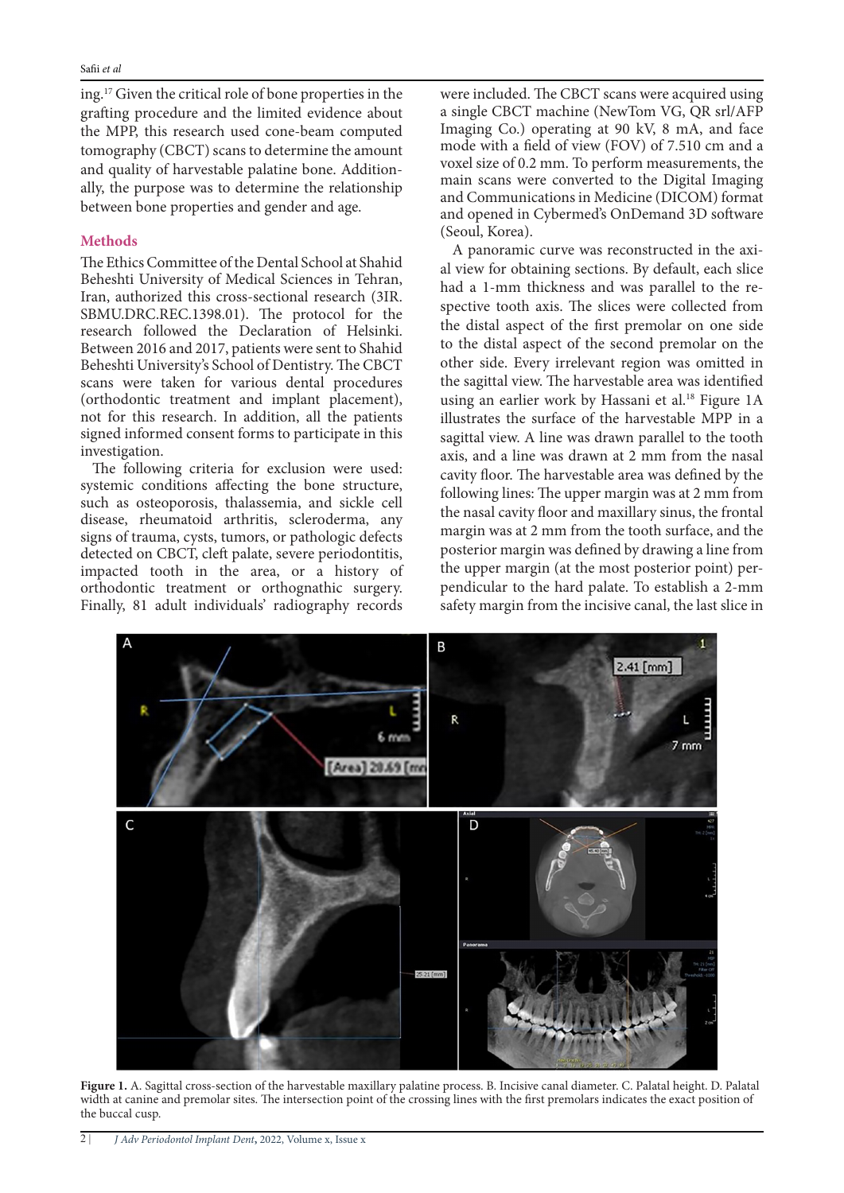ing.[17] Given the critical role of bone properties in the grafting procedure and the limited evidence about the MPP, this research used cone-beam computed tomography (CBCT) scans to determine the amount and quality of harvestable palatine bone. Additionally, the purpose was to determine the relationship between bone properties and gender and age.

## Methods

The Ethics Committee of the Dental School at Shahid Beheshti University of Medical Sciences in Tehran, Iran, authorized this cross-sectional research (3IR. SBMU.DRC.REC.1398.01). The protocol for the research followed the Declaration of Helsinki. Between 2016 and 2017, patients were sent to Shahid Beheshti University's School of Dentistry. The CBCT scans were taken for various dental procedures (orthodontic treatment and implant placement), not for this research. In addition, all the patients signed informed consent forms to participate in this investigation.

The following criteria for exclusion were used: systemic conditions affecting the bone structure, such as osteoporosis, thalassemia, and sickle cell disease, rheumatoid arthritis, scleroderma, any signs of trauma, cysts, tumors, or pathologic defects detected on CBCT, cleft palate, severe periodontitis, impacted tooth in the area, or a history of orthodontic treatment or orthognathic surgery. Finally, 81 adult individuals' radiography records were included. The CBCT scans were acquired using a single CBCT machine (NewTom VG, QR srl/AFP Imaging Co.) operating at 90 kV, 8 mA, and face mode with a field of view (FOV) of 7.510 cm and a voxel size of 0.2 mm. To perform measurements, the main scans were converted to the Digital Imaging and Communications in Medicine (DICOM) format and opened in Cybermed's OnDemand 3D software (Seoul, Korea).

A panoramic curve was reconstructed in the axial view for obtaining sections. By default, each slice had a 1-mm thickness and was parallel to the respective tooth axis. The slices were collected from the distal aspect of the first premolar on one side to the distal aspect of the second premolar on the other side. Every irrelevant region was omitted in the sagittal view. The harvestable area was identified using an earlier work by Hassani et al.[18] Figure 1A illustrates the surface of the harvestable MPP in a sagittal view. A line was drawn parallel to the tooth axis, and a line was drawn at 2 mm from the nasal cavity floor. The harvestable area was defined by the following lines: The upper margin was at 2 mm from the nasal cavity floor and maxillary sinus, the frontal margin was at 2 mm from the tooth surface, and the posterior margin was defined by drawing a line from the upper margin (at the most posterior point) perpendicular to the hard palate. To establish a 2-mm safety margin from the incisive canal, the last slice in

**Figure 1.** A. Sagittal cross-section of the harvestable maxillary palatine process. B. Incisive canal diameter. C. Palatal height. D. Palatal width at canine and premolar sites. The intersection point of the crossing lines with the first premolars indicates the exact position of the buccal cusp.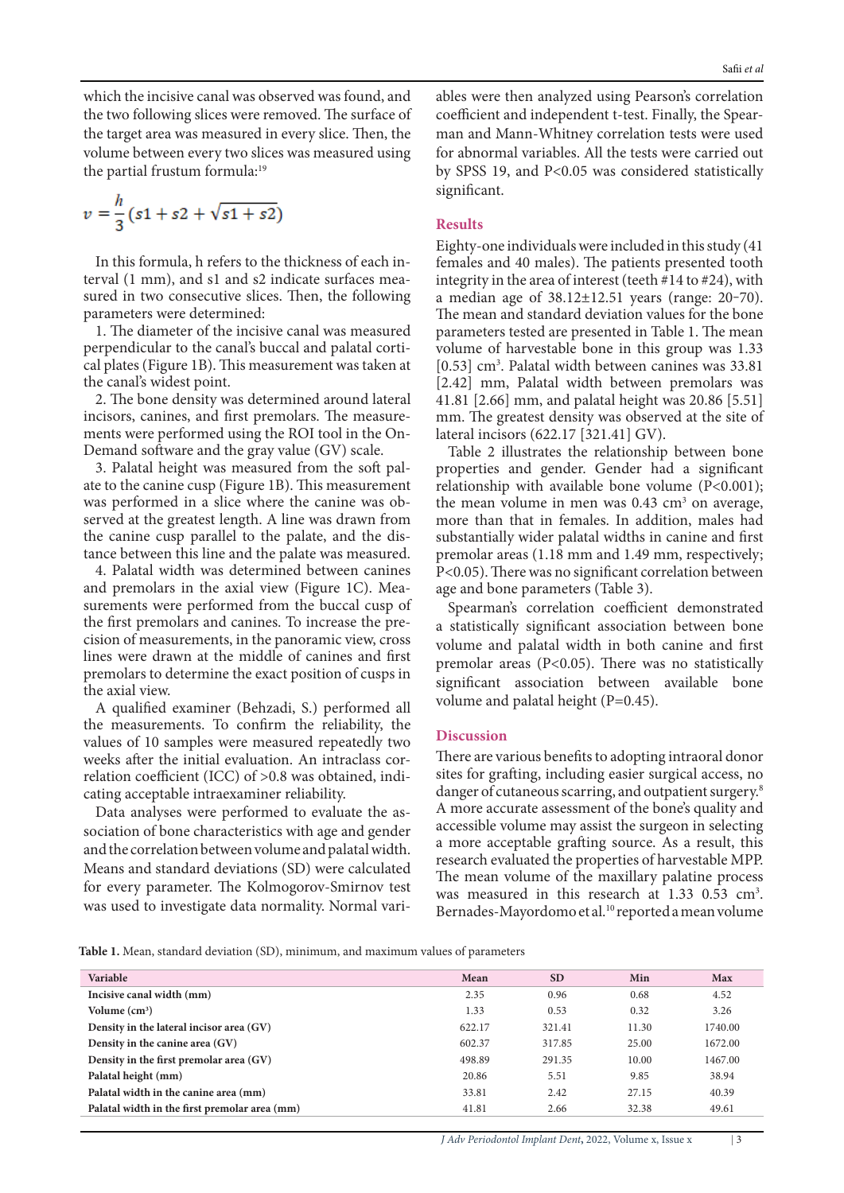which the incisive canal was observed was found, and the two following slices were removed. The surface of the target area was measured in every slice. Then, the volume between every two slices was measured using the partial frustum formula:[19]

$$v = \frac{h}{3}(s1 + s2 + \sqrt{s1 + s2})$$

In this formula, h refers to the thickness of each interval (1 mm), and s1 and s2 indicate surfaces measured in two consecutive slices. Then, the following parameters were determined:

1. The diameter of the incisive canal was measured perpendicular to the canal's buccal and palatal cortical plates (Figure 1B). This measurement was taken at the canal's widest point.
2. The bone density was determined around lateral incisors, canines, and first premolars. The measurements were performed using the ROI tool in the OnDemand software and the gray value (GV) scale.
3. Palatal height was measured from the soft palate to the canine cusp (Figure 1B). This measurement was performed in a slice where the canine was observed at the greatest length. A line was drawn from the canine cusp parallel to the palate, and the distance between this line and the palate was measured.
4. Palatal width was determined between canines and premolars in the axial view (Figure 1C). Measurements were performed from the buccal cusp of the first premolars and canines. To increase the precision of measurements, in the panoramic view, cross lines were drawn at the middle of canines and first premolars to determine the exact position of cusps in the axial view.

A qualified examiner (Behzadi, S.) performed all the measurements. To confirm the reliability, the values of 10 samples were measured repeatedly two weeks after the initial evaluation. An intraclass correlation coefficient (ICC) of >0.8 was obtained, indicating acceptable intraexaminer reliability.

Data analyses were performed to evaluate the association of bone characteristics with age and gender and the correlation between volume and palatal width. Means and standard deviations (SD) were calculated for every parameter. The Kolmogorov-Smirnov test was used to investigate data normality. Normal variables were then analyzed using Pearson's correlation coefficient and independent t-test. Finally, the Spearman and Mann-Whitney correlation tests were used for abnormal variables. All the tests were carried out by SPSS 19, and $P<0.05$ was considered statistically significant.

## Results

Eighty-one individuals were included in this study (41 females and 40 males). The patients presented tooth integrity in the area of interest (teeth #14 to #24), with a median age of 38.12±12.51 years (range: 20‒70). The mean and standard deviation values for the bone parameters tested are presented in Table 1. The mean volume of harvestable bone in this group was 1.33 [0.53] $cm^3$. Palatal width between canines was 33.81 [2.42] mm, Palatal width between premolars was 41.81 [2.66] mm, and palatal height was 20.86 [5.51] mm. The greatest density was observed at the site of lateral incisors (622.17 [321.41] GV).

Table 2 illustrates the relationship between bone properties and gender. Gender had a significant relationship with available bone volume ($P<0.001$); the mean volume in men was 0.43 $cm^3$ on average, more than that in females. In addition, males had substantially wider palatal widths in canine and first premolar areas (1.18 mm and 1.49 mm, respectively; $P<0.05$). There was no significant correlation between age and bone parameters (Table 3).

Spearman's correlation coefficient demonstrated a statistically significant association between bone volume and palatal width in both canine and first premolar areas ($P<0.05$). There was no statistically significant association between available bone volume and palatal height ($P=0.45$).

## Discussion

There are various benefits to adopting intraoral donor sites for grafting, including easier surgical access, no danger of cutaneous scarring, and outpatient surgery.[8] A more accurate assessment of the bone's quality and accessible volume may assist the surgeon in selecting a more acceptable grafting source. As a result, this research evaluated the properties of harvestable MPP. The mean volume of the maxillary palatine process was measured in this research at 1.33 0.53 $cm^3$. Bernades-Mayordomo et al.[10] reported a mean volume

**Table 1.** Mean, standard deviation (SD), minimum, and maximum values of parameters

| Variable | Mean | SD | Min | Max |
|---|---|---|---|---|
| **Incisive canal width (mm)** | 2.35 | 0.96 | 0.68 | 4.52 |
| **Volume ($cm^3$)** | 1.33 | 0.53 | 0.32 | 3.26 |
| **Density in the lateral incisor area (GV)** | 622.17 | 321.41 | 11.30 | 1740.00 |
| **Density in the canine area (GV)** | 602.37 | 317.85 | 25.00 | 1672.00 |
| **Density in the first premolar area (GV)** | 498.89 | 291.35 | 10.00 | 1467.00 |
| **Palatal height (mm)** | 20.86 | 5.51 | 9.85 | 38.94 |
| **Palatal width in the canine area (mm)** | 33.81 | 2.42 | 27.15 | 40.39 |
| **Palatal width in the first premolar area (mm)** | 41.81 | 2.66 | 32.38 | 49.61 |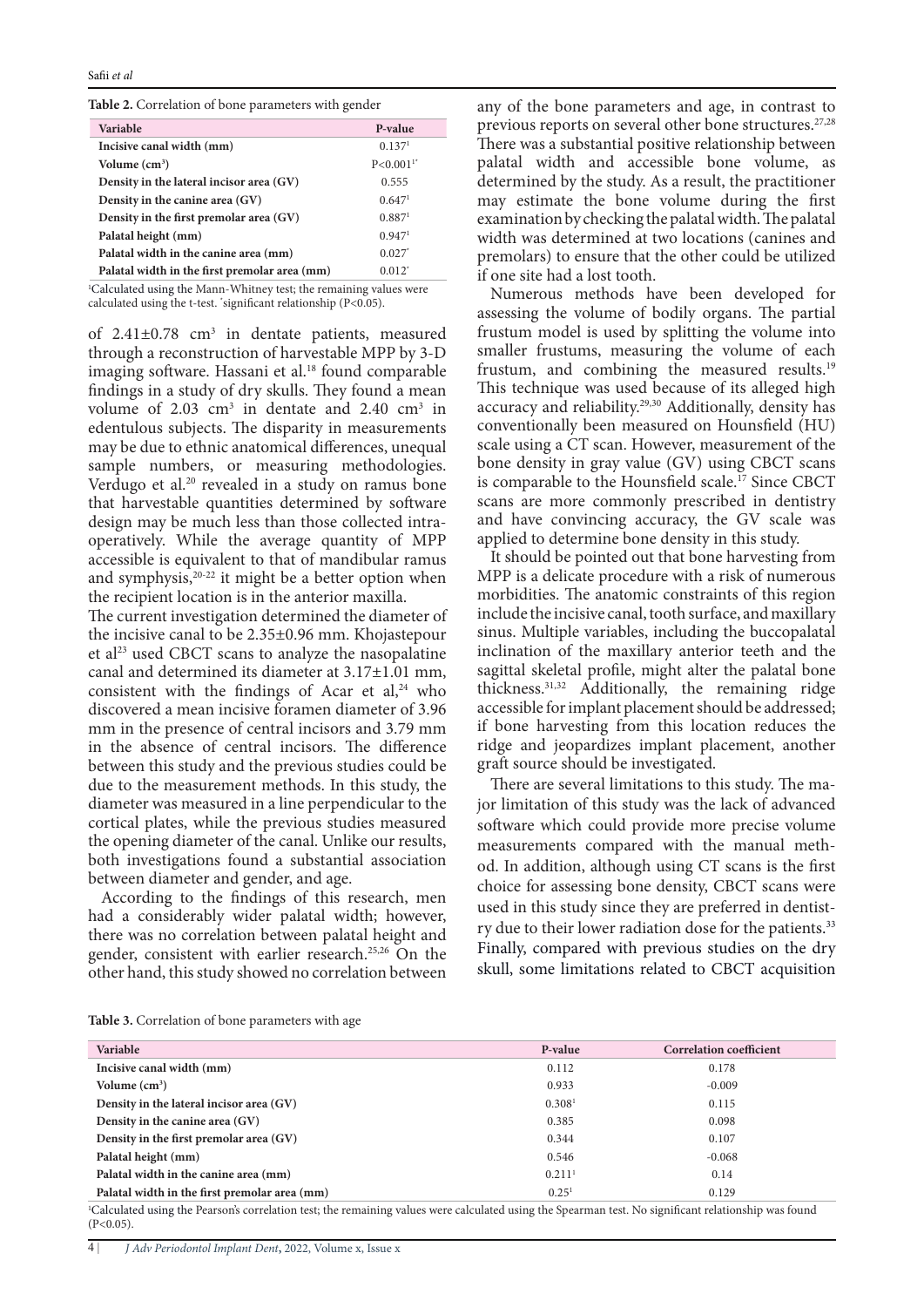**Table 2.** Correlation of bone parameters with gender

| Variable | P-value |
|---|---|
| Incisive canal width (mm) | 0.137[1] |
| Volume (cm³) | P<0.001[1*] |
| Density in the lateral incisor area (GV) | 0.555 |
| Density in the canine area (GV) | 0.647[1] |
| Density in the first premolar area (GV) | 0.887[1] |
| Palatal height (mm) | 0.947[1] |
| Palatal width in the canine area (mm) | 0.027* |
| Palatal width in the first premolar area (mm) | 0.012* |

[1]Calculated using the Mann-Whitney test; the remaining values were calculated using the t-test. *significant relationship (P<0.05).

of 2.41±0.78 cm³ in dentate patients, measured through a reconstruction of harvestable MPP by 3-D imaging software. Hassani et al.[18] found comparable findings in a study of dry skulls. They found a mean volume of 2.03 cm³ in dentate and 2.40 cm³ in edentulous subjects. The disparity in measurements may be due to ethnic anatomical differences, unequal sample numbers, or measuring methodologies. Verdugo et al.[20] revealed in a study on ramus bone that harvestable quantities determined by software design may be much less than those collected intra-operatively. While the average quantity of MPP accessible is equivalent to that of mandibular ramus and symphysis,[20-22] it might be a better option when the recipient location is in the anterior maxilla.

The current investigation determined the diameter of the incisive canal to be 2.35±0.96 mm. Khojastepour et al[23] used CBCT scans to analyze the nasopalatine canal and determined its diameter at 3.17±1.01 mm, consistent with the findings of Acar et al,[24] who discovered a mean incisive foramen diameter of 3.96 mm in the presence of central incisors and 3.79 mm in the absence of central incisors. The difference between this study and the previous studies could be due to the measurement methods. In this study, the diameter was measured in a line perpendicular to the cortical plates, while the previous studies measured the opening diameter of the canal. Unlike our results, both investigations found a substantial association between diameter and gender, and age.

According to the findings of this research, men had a considerably wider palatal width; however, there was no correlation between palatal height and gender, consistent with earlier research.[25,26] On the other hand, this study showed no correlation between any of the bone parameters and age, in contrast to previous reports on several other bone structures.[27,28] There was a substantial positive relationship between palatal width and accessible bone volume, as determined by the study. As a result, the practitioner may estimate the bone volume during the first examination by checking the palatal width. The palatal width was determined at two locations (canines and premolars) to ensure that the other could be utilized if one site had a lost tooth.

Numerous methods have been developed for assessing the volume of bodily organs. The partial frustum model is used by splitting the volume into smaller frustums, measuring the volume of each frustum, and combining the measured results.[19] This technique was used because of its alleged high accuracy and reliability.[29,30] Additionally, density has conventionally been measured on Hounsfield (HU) scale using a CT scan. However, measurement of the bone density in gray value (GV) using CBCT scans is comparable to the Hounsfield scale.[17] Since CBCT scans are more commonly prescribed in dentistry and have convincing accuracy, the GV scale was applied to determine bone density in this study.

It should be pointed out that bone harvesting from MPP is a delicate procedure with a risk of numerous morbidities. The anatomic constraints of this region include the incisive canal, tooth surface, and maxillary sinus. Multiple variables, including the buccopalatal inclination of the maxillary anterior teeth and the sagittal skeletal profile, might alter the palatal bone thickness.[31,32] Additionally, the remaining ridge accessible for implant placement should be addressed; if bone harvesting from this location reduces the ridge and jeopardizes implant placement, another graft source should be investigated.

There are several limitations to this study. The major limitation of this study was the lack of advanced software which could provide more precise volume measurements compared with the manual method. In addition, although using CT scans is the first choice for assessing bone density, CBCT scans were used in this study since they are preferred in dentistry due to their lower radiation dose for the patients.[33] Finally, compared with previous studies on the dry skull, some limitations related to CBCT acquisition

**Table 3.** Correlation of bone parameters with age

| Variable | P-value | Correlation coefficient |
|---|---|---|
| Incisive canal width (mm) | 0.112 | 0.178 |
| Volume (cm³) | 0.933 | -0.009 |
| Density in the lateral incisor area (GV) | 0.308[1] | 0.115 |
| Density in the canine area (GV) | 0.385 | 0.098 |
| Density in the first premolar area (GV) | 0.344 | 0.107 |
| Palatal height (mm) | 0.546 | -0.068 |
| Palatal width in the canine area (mm) | 0.211[1] | 0.14 |
| Palatal width in the first premolar area (mm) | 0.25[1] | 0.129 |

[1]Calculated using the Pearson's correlation test; the remaining values were calculated using the Spearman test. No significant relationship was found (P<0.05).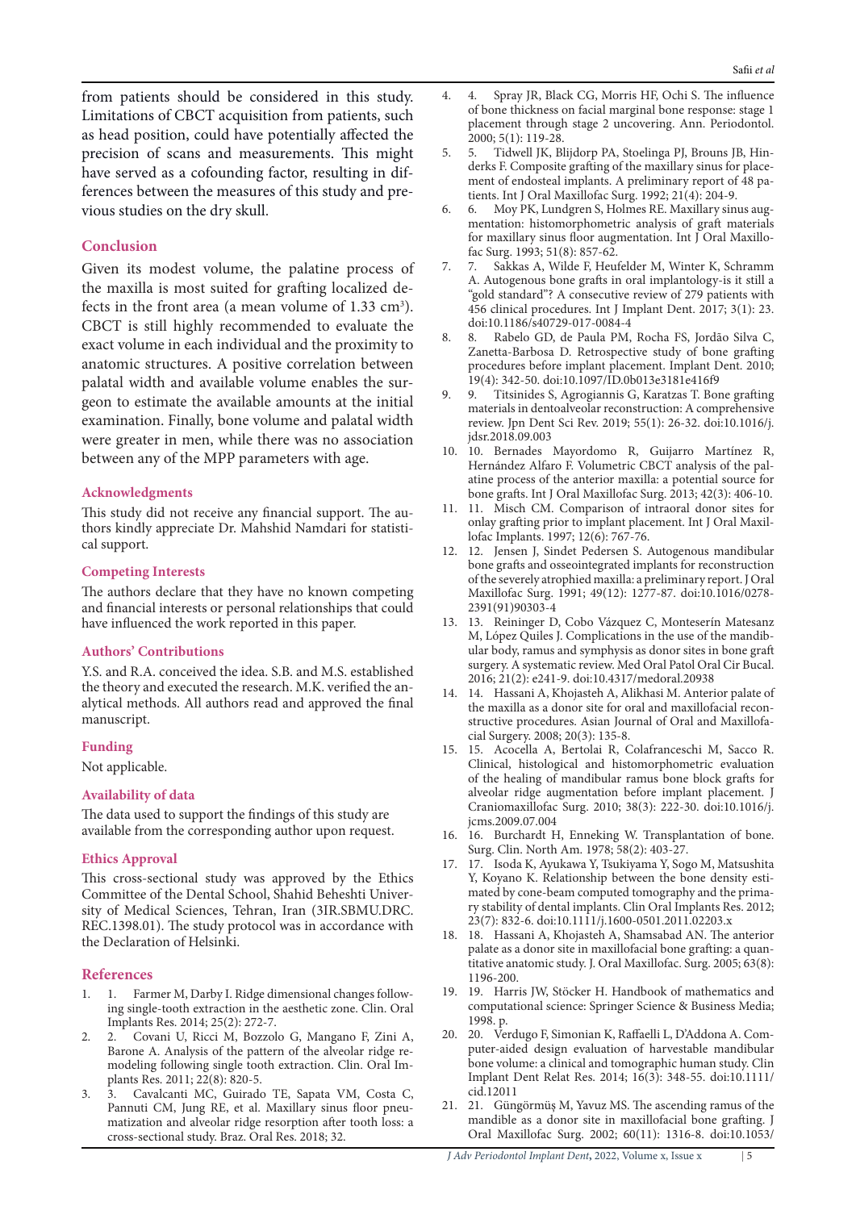from patients should be considered in this study. Limitations of CBCT acquisition from patients, such as head position, could have potentially affected the precision of scans and measurements. This might have served as a cofounding factor, resulting in differences between the measures of this study and previous studies on the dry skull.

## Conclusion

Given its modest volume, the palatine process of the maxilla is most suited for grafting localized defects in the front area (a mean volume of 1.33 $cm^3$). CBCT is still highly recommended to evaluate the exact volume in each individual and the proximity to anatomic structures. A positive correlation between palatal width and available volume enables the surgeon to estimate the available amounts at the initial examination. Finally, bone volume and palatal width were greater in men, while there was no association between any of the MPP parameters with age.

### Acknowledgments

This study did not receive any financial support. The authors kindly appreciate Dr. Mahshid Namdari for statistical support.

### Competing Interests

The authors declare that they have no known competing and financial interests or personal relationships that could have influenced the work reported in this paper.

### Authors' Contributions

Y.S. and R.A. conceived the idea. S.B. and M.S. established the theory and executed the research. M.K. verified the analytical methods. All authors read and approved the final manuscript.

### Funding

Not applicable.

### Availability of data

The data used to support the findings of this study are available from the corresponding author upon request.

### Ethics Approval

This cross-sectional study was approved by the Ethics Committee of the Dental School, Shahid Beheshti University of Medical Sciences, Tehran, Iran (3IR.SBMU.DRC.REC.1398.01). The study protocol was in accordance with the Declaration of Helsinki.

## References

1. 1. Farmer M, Darby I. Ridge dimensional changes following single-tooth extraction in the aesthetic zone. Clin. Oral Implants Res. 2014; 25(2): 272-7.
2. 2. Covani U, Ricci M, Bozzolo G, Mangano F, Zini A, Barone A. Analysis of the pattern of the alveolar ridge remodeling following single tooth extraction. Clin. Oral Implants Res. 2011; 22(8): 820-5.
3. 3. Cavalcanti MC, Guirado TE, Sapata VM, Costa C, Pannuti CM, Jung RE, et al. Maxillary sinus floor pneumatization and alveolar ridge resorption after tooth loss: a cross-sectional study. Braz. Oral Res. 2018; 32.
4. 4. Spray JR, Black CG, Morris HF, Ochi S. The influence of bone thickness on facial marginal bone response: stage 1 placement through stage 2 uncovering. Ann. Periodontol. 2000; 5(1): 119-28.
5. 5. Tidwell JK, Blijdorp PA, Stoelinga PJ, Brouns JB, Hinderks F. Composite grafting of the maxillary sinus for placement of endosteal implants. A preliminary report of 48 patients. Int J Oral Maxillofac Surg. 1992; 21(4): 204-9.
6. 6. Moy PK, Lundgren S, Holmes RE. Maxillary sinus augmentation: histomorphometric analysis of graft materials for maxillary sinus floor augmentation. Int J Oral Maxillofac Surg. 1993; 51(8): 857-62.
7. 7. Sakkas A, Wilde F, Heufelder M, Winter K, Schramm A. Autogenous bone grafts in oral implantology-is it still a "gold standard"? A consecutive review of 279 patients with 456 clinical procedures. Int J Implant Dent. 2017; 3(1): 23. doi:10.1186/s40729-017-0084-4
8. 8. Rabelo GD, de Paula PM, Rocha FS, Jordão Silva C, Zanetta-Barbosa D. Retrospective study of bone grafting procedures before implant placement. Implant Dent. 2010; 19(4): 342-50. doi:10.1097/ID.0b013e3181e416f9
9. 9. Titsinides S, Agrogiannis G, Karatzas T. Bone grafting materials in dentoalveolar reconstruction: A comprehensive review. Jpn Dent Sci Rev. 2019; 55(1): 26-32. doi:10.1016/j.jdsr.2018.09.003
10. 10. Bernades Mayordomo R, Guijarro Martínez R, Hernández Alfaro F. Volumetric CBCT analysis of the palatine process of the anterior maxilla: a potential source for bone grafts. Int J Oral Maxillofac Surg. 2013; 42(3): 406-10.
11. 11. Misch CM. Comparison of intraoral donor sites for onlay grafting prior to implant placement. Int J Oral Maxillofac Implants. 1997; 12(6): 767-76.
12. 12. Jensen J, Sindet Pedersen S. Autogenous mandibular bone grafts and osseointegrated implants for reconstruction of the severely atrophied maxilla: a preliminary report. J Oral Maxillofac Surg. 1991; 49(12): 1277-87. doi:10.1016/0278-2391(91)90303-4
13. 13. Reininger D, Cobo Vázquez C, Monteserín Matesanz M, López Quiles J. Complications in the use of the mandibular body, ramus and symphysis as donor sites in bone graft surgery. A systematic review. Med Oral Patol Oral Cir Bucal. 2016; 21(2): e241-9. doi:10.4317/medoral.20938
14. 14. Hassani A, Khojasteh A, Alikhasi M. Anterior palate of the maxilla as a donor site for oral and maxillofacial reconstructive procedures. Asian Journal of Oral and Maxillofacial Surgery. 2008; 20(3): 135-8.
15. 15. Acocella A, Bertolai R, Colafranceschi M, Sacco R. Clinical, histological and histomorphometric evaluation of the healing of mandibular ramus bone block grafts for alveolar ridge augmentation before implant placement. J Craniomaxillofac Surg. 2010; 38(3): 222-30. doi:10.1016/j.jcms.2009.07.004
16. 16. Burchardt H, Enneking W. Transplantation of bone. Surg. Clin. North Am. 1978; 58(2): 403-27.
17. 17. Isoda K, Ayukawa Y, Tsukiyama Y, Sogo M, Matsushita Y, Koyano K. Relationship between the bone density estimated by cone-beam computed tomography and the primary stability of dental implants. Clin Oral Implants Res. 2012; 23(7): 832-6. doi:10.1111/j.1600-0501.2011.02203.x
18. 18. Hassani A, Khojasteh A, Shamsabad AN. The anterior palate as a donor site in maxillofacial bone grafting: a quantitative anatomic study. J. Oral Maxillofac. Surg. 2005; 63(8): 1196-200.
19. 19. Harris JW, Stöcker H. Handbook of mathematics and computational science: Springer Science & Business Media; 1998. p.
20. 20. Verdugo F, Simonian K, Raffaelli L, D'Addona A. Computer-aided design evaluation of harvestable mandibular bone volume: a clinical and tomographic human study. Clin Implant Dent Relat Res. 2014; 16(3): 348-55. doi:10.1111/cid.12011
21. 21. Güngörmüş M, Yavuz MS. The ascending ramus of the mandible as a donor site in maxillofacial bone grafting. J Oral Maxillofac Surg. 2002; 60(11): 1316-8. doi:10.1053/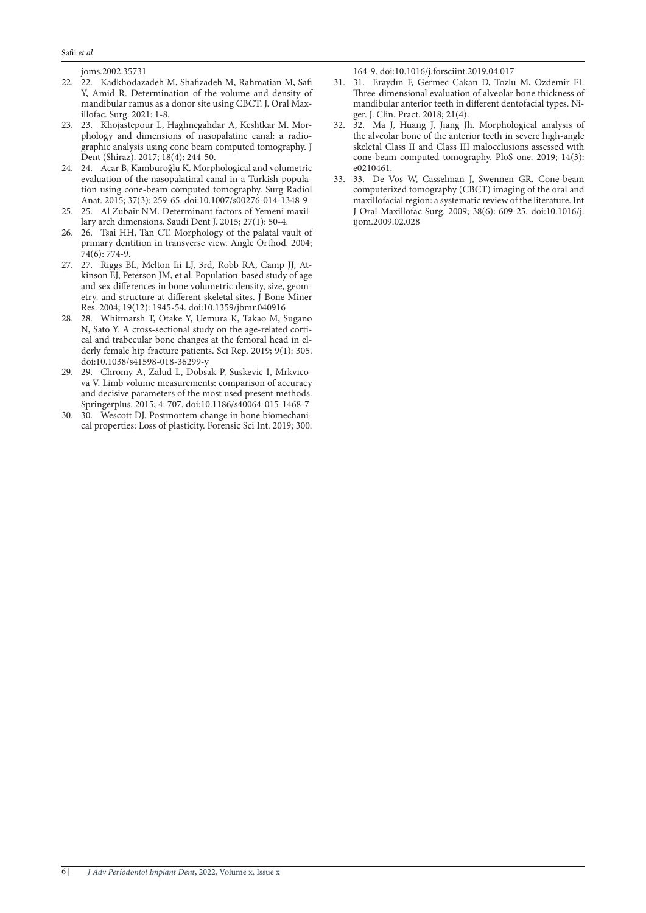joms.2002.35731

22. 22. Kadkhodazadeh M, Shafizadeh M, Rahmatian M, Safi Y, Amid R. Determination of the volume and density of mandibular ramus as a donor site using CBCT. J. Oral Maxillofac. Surg. 2021: 1-8.
23. 23. Khojastepour L, Haghnegahdar A, Keshtkar M. Morphology and dimensions of nasopalatine canal: a radiographic analysis using cone beam computed tomography. J Dent (Shiraz). 2017; 18(4): 244-50.
24. 24. Acar B, Kamburoğlu K. Morphological and volumetric evaluation of the nasopalatinal canal in a Turkish population using cone-beam computed tomography. Surg Radiol Anat. 2015; 37(3): 259-65. doi:10.1007/s00276-014-1348-9
25. 25. Al Zubair NM. Determinant factors of Yemeni maxillary arch dimensions. Saudi Dent J. 2015; 27(1): 50-4.
26. 26. Tsai HH, Tan CT. Morphology of the palatal vault of primary dentition in transverse view. Angle Orthod. 2004; 74(6): 774-9.
27. 27. Riggs BL, Melton Iii LJ, 3rd, Robb RA, Camp JJ, Atkinson EJ, Peterson JM, et al. Population-based study of age and sex differences in bone volumetric density, size, geometry, and structure at different skeletal sites. J Bone Miner Res. 2004; 19(12): 1945-54. doi:10.1359/jbmr.040916
28. 28. Whitmarsh T, Otake Y, Uemura K, Takao M, Sugano N, Sato Y. A cross-sectional study on the age-related cortical and trabecular bone changes at the femoral head in elderly female hip fracture patients. Sci Rep. 2019; 9(1): 305. doi:10.1038/s41598-018-36299-y
29. 29. Chromy A, Zalud L, Dobsak P, Suskevic I, Mrkvicova V. Limb volume measurements: comparison of accuracy and decisive parameters of the most used present methods. Springerplus. 2015; 4: 707. doi:10.1186/s40064-015-1468-7
30. 30. Wescott DJ. Postmortem change in bone biomechanical properties: Loss of plasticity. Forensic Sci Int. 2019; 300: 164-9. doi:10.1016/j.forsciint.2019.04.017
31. 31. Eraydın F, Germec Cakan D, Tozlu M, Ozdemir FI. Three-dimensional evaluation of alveolar bone thickness of mandibular anterior teeth in different dentofacial types. Niger. J. Clin. Pract. 2018; 21(4).
32. 32. Ma J, Huang J, Jiang Jh. Morphological analysis of the alveolar bone of the anterior teeth in severe high-angle skeletal Class II and Class III malocclusions assessed with cone-beam computed tomography. PloS one. 2019; 14(3): e0210461.
33. 33. De Vos W, Casselman J, Swennen GR. Cone-beam computerized tomography (CBCT) imaging of the oral and maxillofacial region: a systematic review of the literature. Int J Oral Maxillofac Surg. 2009; 38(6): 609-25. doi:10.1016/j.ijom.2009.02.028